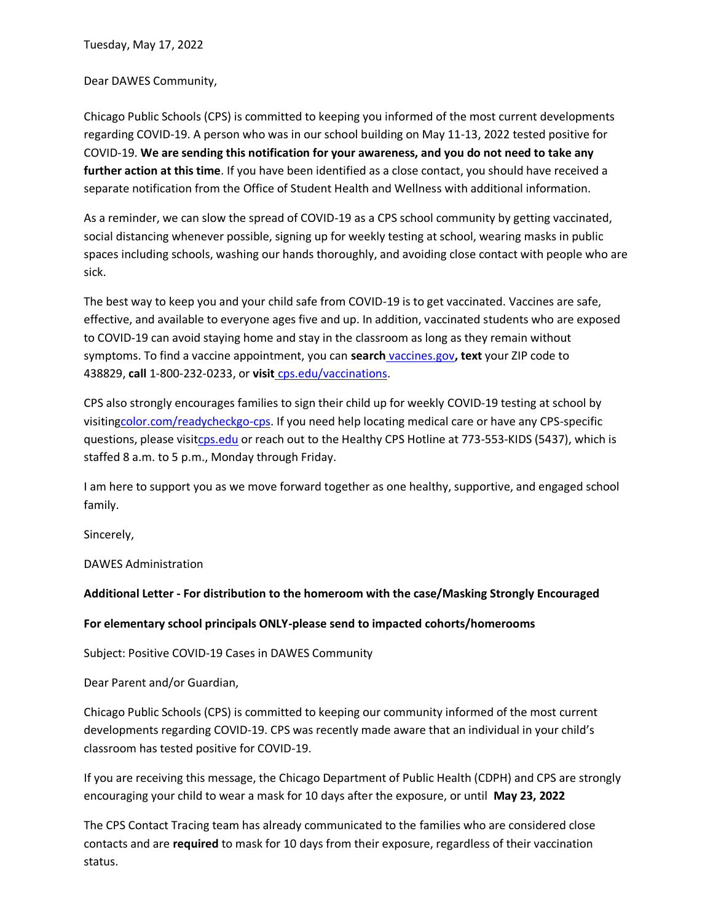Tuesday, May 17, 2022

Dear DAWES Community,

Chicago Public Schools (CPS) is committed to keeping you informed of the most current developments regarding COVID-19. A person who was in our school building on May 11-13, 2022 tested positive for COVID-19. **We are sending this notification for your awareness, and you do not need to take any further action at this time**. If you have been identified as a close contact, you should have received a separate notification from the Office of Student Health and Wellness with additional information.

As a reminder, we can slow the spread of COVID-19 as a CPS school community by getting vaccinated, social distancing whenever possible, signing up for weekly testing at school, wearing masks in public spaces including schools, washing our hands thoroughly, and avoiding close contact with people who are sick.

The best way to keep you and your child safe from COVID-19 is to get vaccinated. Vaccines are safe, effective, and available to everyone ages five and up. In addition, vaccinated students who are exposed to COVID-19 can avoid staying home and stay in the classroom as long as they remain without symptoms. To find a vaccine appointment, you can **search** vaccines.gov**, text** your ZIP code to 438829, **call** 1-800-232-0233, or **visit** cps.edu/vaccinations.

CPS also strongly encourages families to sign their child up for weekly COVID-19 testing at school by visitingcolor.com/readycheckgo-cps. If you need help locating medical care or have any CPS-specific questions, please visitcps.edu or reach out to the Healthy CPS Hotline at 773-553-KIDS (5437), which is staffed 8 a.m. to 5 p.m., Monday through Friday.

I am here to support you as we move forward together as one healthy, supportive, and engaged school family.

Sincerely,

DAWES Administration

**Additional Letter - For distribution to the homeroom with the case/Masking Strongly Encouraged**

**For elementary school principals ONLY-please send to impacted cohorts/homerooms**

Subject: Positive COVID-19 Cases in DAWES Community

Dear Parent and/or Guardian,

Chicago Public Schools (CPS) is committed to keeping our community informed of the most current developments regarding COVID-19. CPS was recently made aware that an individual in your child's classroom has tested positive for COVID-19.

If you are receiving this message, the Chicago Department of Public Health (CDPH) and CPS are strongly encouraging your child to wear a mask for 10 days after the exposure, or until **May 23, 2022**

The CPS Contact Tracing team has already communicated to the families who are considered close contacts and are **required** to mask for 10 days from their exposure, regardless of their vaccination status.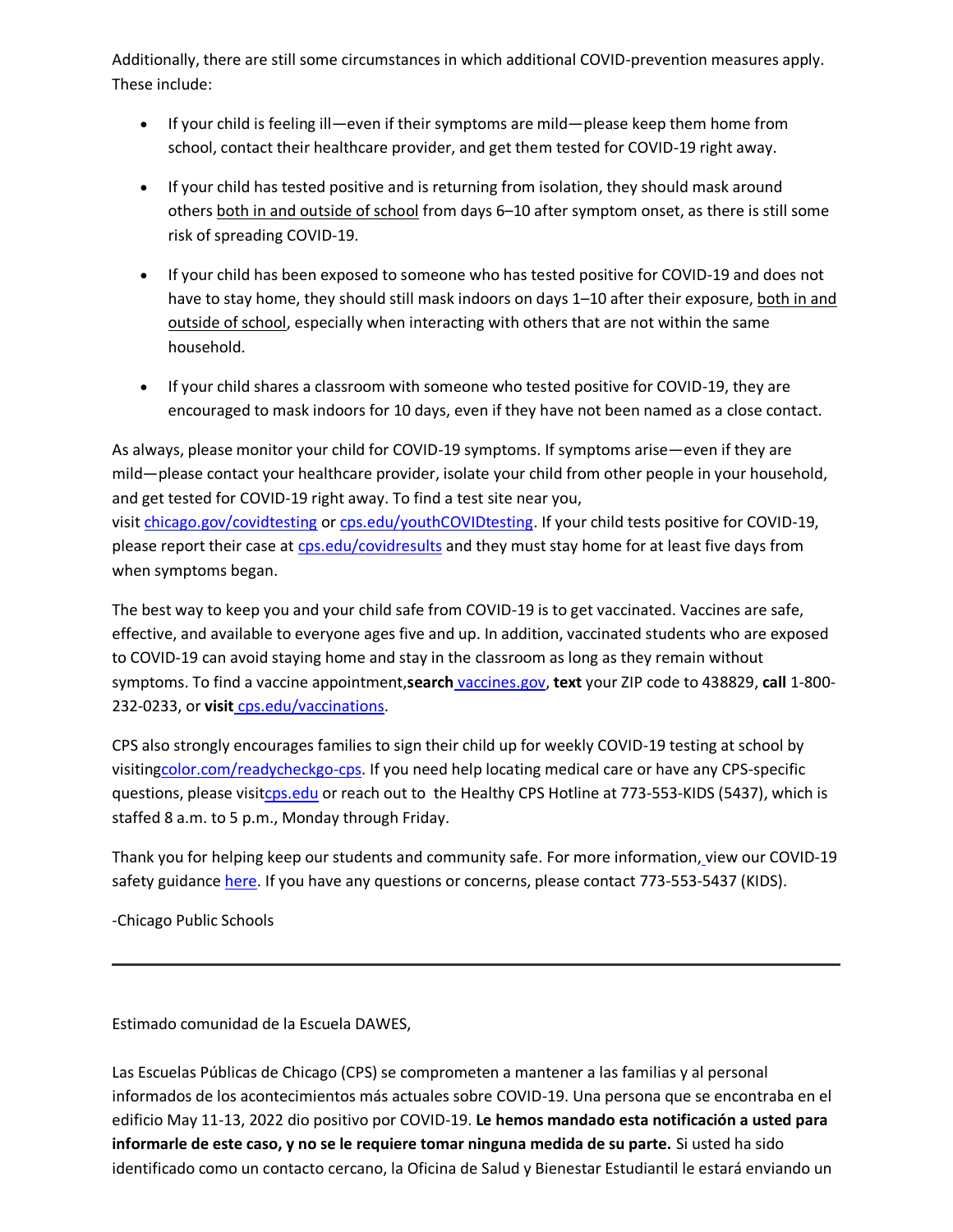Additionally, there are still some circumstances in which additional COVID-prevention measures apply. These include:

- If your child is feeling ill—even if their symptoms are mild—please keep them home from school, contact their healthcare provider, and get them tested for COVID-19 right away.
- If your child has tested positive and is returning from isolation, they should mask around others both in and outside of school from days 6–10 after symptom onset, as there is still some risk of spreading COVID-19.
- If your child has been exposed to someone who has tested positive for COVID-19 and does not have to stay home, they should still mask indoors on days 1–10 after their exposure, both in and outside of school, especially when interacting with others that are not within the same household.
- If your child shares a classroom with someone who tested positive for COVID-19, they are encouraged to mask indoors for 10 days, even if they have not been named as a close contact.

As always, please monitor your child for COVID-19 symptoms. If symptoms arise—even if they are mild—please contact your healthcare provider, isolate your child from other people in your household, and get tested for COVID-19 right away. To find a test site near you, visit chicago.gov/covidtesting or cps.edu/youthCOVIDtesting. If your child tests positive for COVID-19, please report their case at cps.edu/covidresults and they must stay home for at least five days from when symptoms began.

The best way to keep you and your child safe from COVID-19 is to get vaccinated. Vaccines are safe, effective, and available to everyone ages five and up. In addition, vaccinated students who are exposed to COVID-19 can avoid staying home and stay in the classroom as long as they remain without symptoms. To find a vaccine appointment,**search** vaccines.gov, **text** your ZIP code to 438829, **call** 1-800-232-0233, or **visit** cps.edu/vaccinations.

CPS also strongly encourages families to sign their child up for weekly COVID-19 testing at school by visitingcolor.com/readycheckgo-cps. If you need help locating medical care or have any CPS-specific questions, please visitcps.edu or reach out to the Healthy CPS Hotline at 773-553-KIDS (5437), which is staffed 8 a.m. to 5 p.m., Monday through Friday.

Thank you for helping keep our students and community safe. For more information, view our COVID-19 safety guidance here. If you have any questions or concerns, please contact 773-553-5437 (KIDS).

-Chicago Public Schools

---

Estimado comunidad de la Escuela DAWES,

Las Escuelas Públicas de Chicago (CPS) se comprometen a mantener a las familias y al personal informados de los acontecimientos más actuales sobre COVID-19. Una persona que se encontraba en el edificio May 11-13, 2022 dio positivo por COVID-19. **Le hemos mandado esta notificación a usted para informarle de este caso, y no se le requiere tomar ninguna medida de su parte.** Si usted ha sido identificado como un contacto cercano, la Oficina de Salud y Bienestar Estudiantil le estará enviando un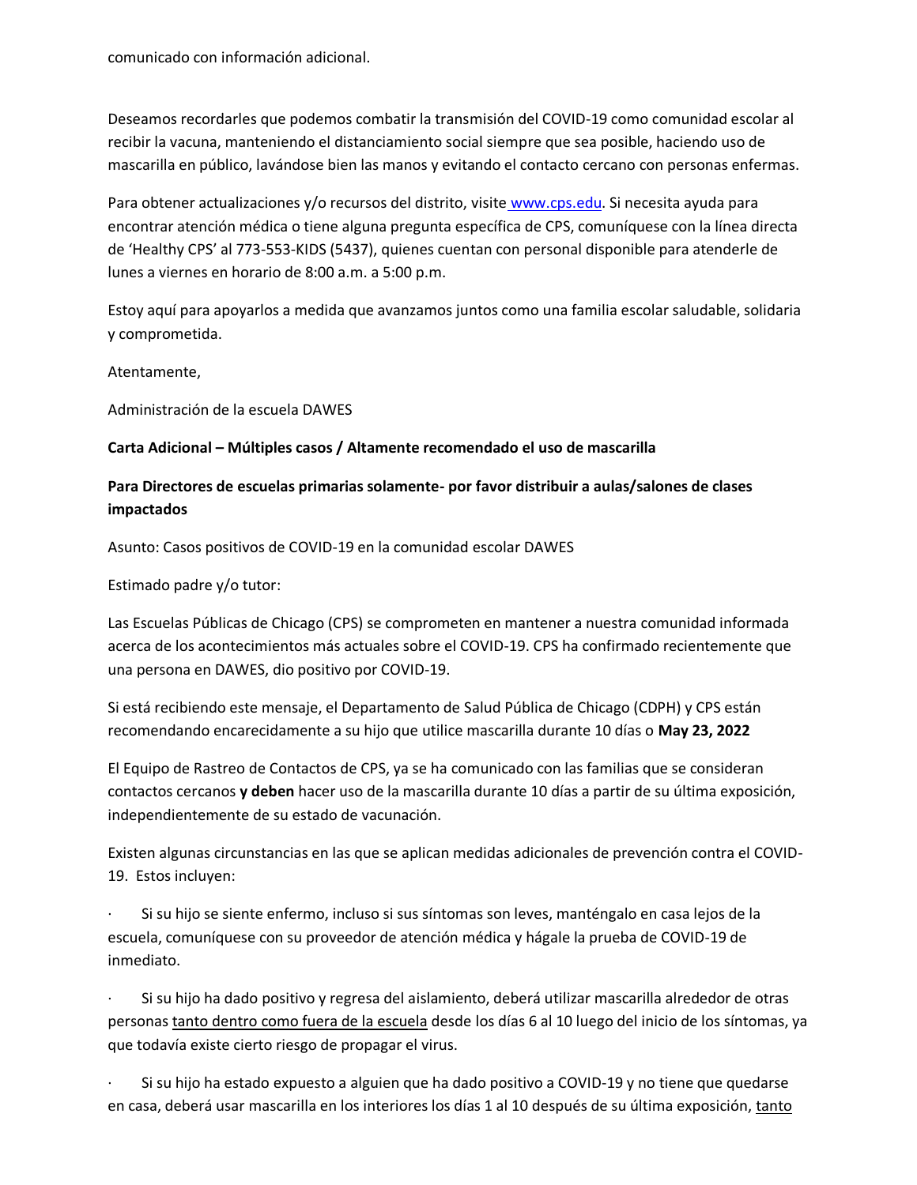comunicado con información adicional.

Deseamos recordarles que podemos combatir la transmisión del COVID-19 como comunidad escolar al recibir la vacuna, manteniendo el distanciamiento social siempre que sea posible, haciendo uso de mascarilla en público, lavándose bien las manos y evitando el contacto cercano con personas enfermas.

Para obtener actualizaciones y/o recursos del distrito, visite www.cps.edu. Si necesita ayuda para encontrar atención médica o tiene alguna pregunta específica de CPS, comuníquese con la línea directa de 'Healthy CPS' al 773-553-KIDS (5437), quienes cuentan con personal disponible para atenderle de lunes a viernes en horario de 8:00 a.m. a 5:00 p.m.

Estoy aquí para apoyarlos a medida que avanzamos juntos como una familia escolar saludable, solidaria y comprometida.

Atentamente,

Administración de la escuela DAWES

**Carta Adicional – Múltiples casos / Altamente recomendado el uso de mascarilla**

**Para Directores de escuelas primarias solamente- por favor distribuir a aulas/salones de clases impactados**

Asunto: Casos positivos de COVID-19 en la comunidad escolar DAWES

Estimado padre y/o tutor:

Las Escuelas Públicas de Chicago (CPS) se comprometen en mantener a nuestra comunidad informada acerca de los acontecimientos más actuales sobre el COVID-19. CPS ha confirmado recientemente que una persona en DAWES, dio positivo por COVID-19.

Si está recibiendo este mensaje, el Departamento de Salud Pública de Chicago (CDPH) y CPS están recomendando encarecidamente a su hijo que utilice mascarilla durante 10 días o **May 23, 2022**

El Equipo de Rastreo de Contactos de CPS, ya se ha comunicado con las familias que se consideran contactos cercanos **y deben** hacer uso de la mascarilla durante 10 días a partir de su última exposición, independientemente de su estado de vacunación.

Existen algunas circunstancias en las que se aplican medidas adicionales de prevención contra el COVID-19. Estos incluyen:

- Si su hijo se siente enfermo, incluso si sus síntomas son leves, manténgalo en casa lejos de la escuela, comuníquese con su proveedor de atención médica y hágale la prueba de COVID-19 de inmediato.

- Si su hijo ha dado positivo y regresa del aislamiento, deberá utilizar mascarilla alrededor de otras personas <u>tanto dentro como fuera de la escuela</u> desde los días 6 al 10 luego del inicio de los síntomas, ya que todavía existe cierto riesgo de propagar el virus.

- Si su hijo ha estado expuesto a alguien que ha dado positivo a COVID-19 y no tiene que quedarse en casa, deberá usar mascarilla en los interiores los días 1 al 10 después de su última exposición, <u>tanto</u>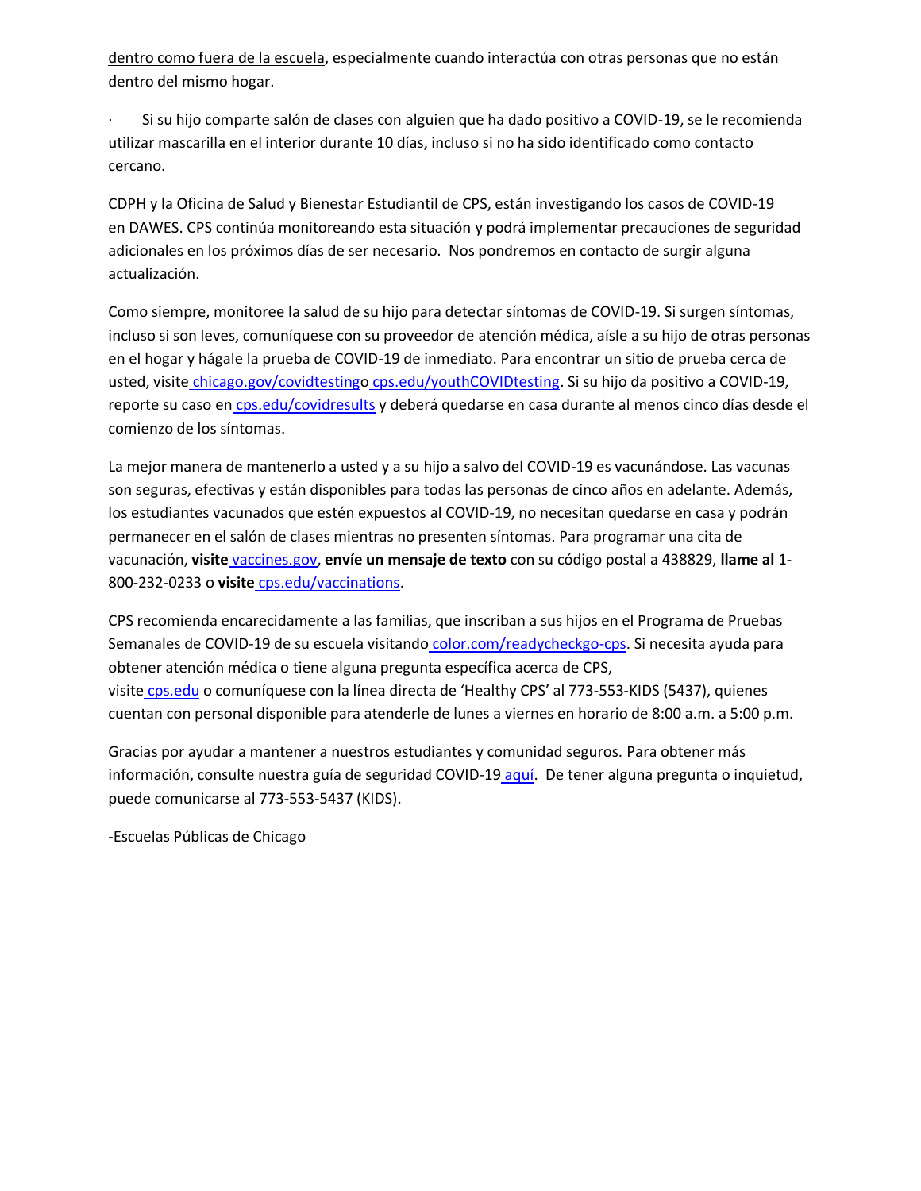dentro como fuera de la escuela, especialmente cuando interactúa con otras personas que no están dentro del mismo hogar.

- Si su hijo comparte salón de clases con alguien que ha dado positivo a COVID-19, se le recomienda utilizar mascarilla en el interior durante 10 días, incluso si no ha sido identificado como contacto cercano.

CDPH y la Oficina de Salud y Bienestar Estudiantil de CPS, están investigando los casos de COVID-19 en DAWES. CPS continúa monitoreando esta situación y podrá implementar precauciones de seguridad adicionales en los próximos días de ser necesario. Nos pondremos en contacto de surgir alguna actualización.

Como siempre, monitoree la salud de su hijo para detectar síntomas de COVID-19. Si surgen síntomas, incluso si son leves, comuníquese con su proveedor de atención médica, aísle a su hijo de otras personas en el hogar y hágale la prueba de COVID-19 de inmediato. Para encontrar un sitio de prueba cerca de usted, visite chicago.gov/covidtesting o cps.edu/youthCOVIDtesting. Si su hijo da positivo a COVID-19, reporte su caso en cps.edu/covidresults y deberá quedarse en casa durante al menos cinco días desde el comienzo de los síntomas.

La mejor manera de mantenerlo a usted y a su hijo a salvo del COVID-19 es vacunándose. Las vacunas son seguras, efectivas y están disponibles para todas las personas de cinco años en adelante. Además, los estudiantes vacunados que estén expuestos al COVID-19, no necesitan quedarse en casa y podrán permanecer en el salón de clases mientras no presenten síntomas. Para programar una cita de vacunación, **visite** vaccines.gov, **envíe un mensaje de texto** con su código postal a 438829, **llame al** 1-800-232-0233 o **visite** cps.edu/vaccinations.

CPS recomienda encarecidamente a las familias, que inscriban a sus hijos en el Programa de Pruebas Semanales de COVID-19 de su escuela visitando color.com/readycheckgo-cps. Si necesita ayuda para obtener atención médica o tiene alguna pregunta específica acerca de CPS, visite cps.edu o comuníquese con la línea directa de 'Healthy CPS' al 773-553-KIDS (5437), quienes cuentan con personal disponible para atenderle de lunes a viernes en horario de 8:00 a.m. a 5:00 p.m.

Gracias por ayudar a mantener a nuestros estudiantes y comunidad seguros. Para obtener más información, consulte nuestra guía de seguridad COVID-19 aquí. De tener alguna pregunta o inquietud, puede comunicarse al 773-553-5437 (KIDS).

-Escuelas Públicas de Chicago